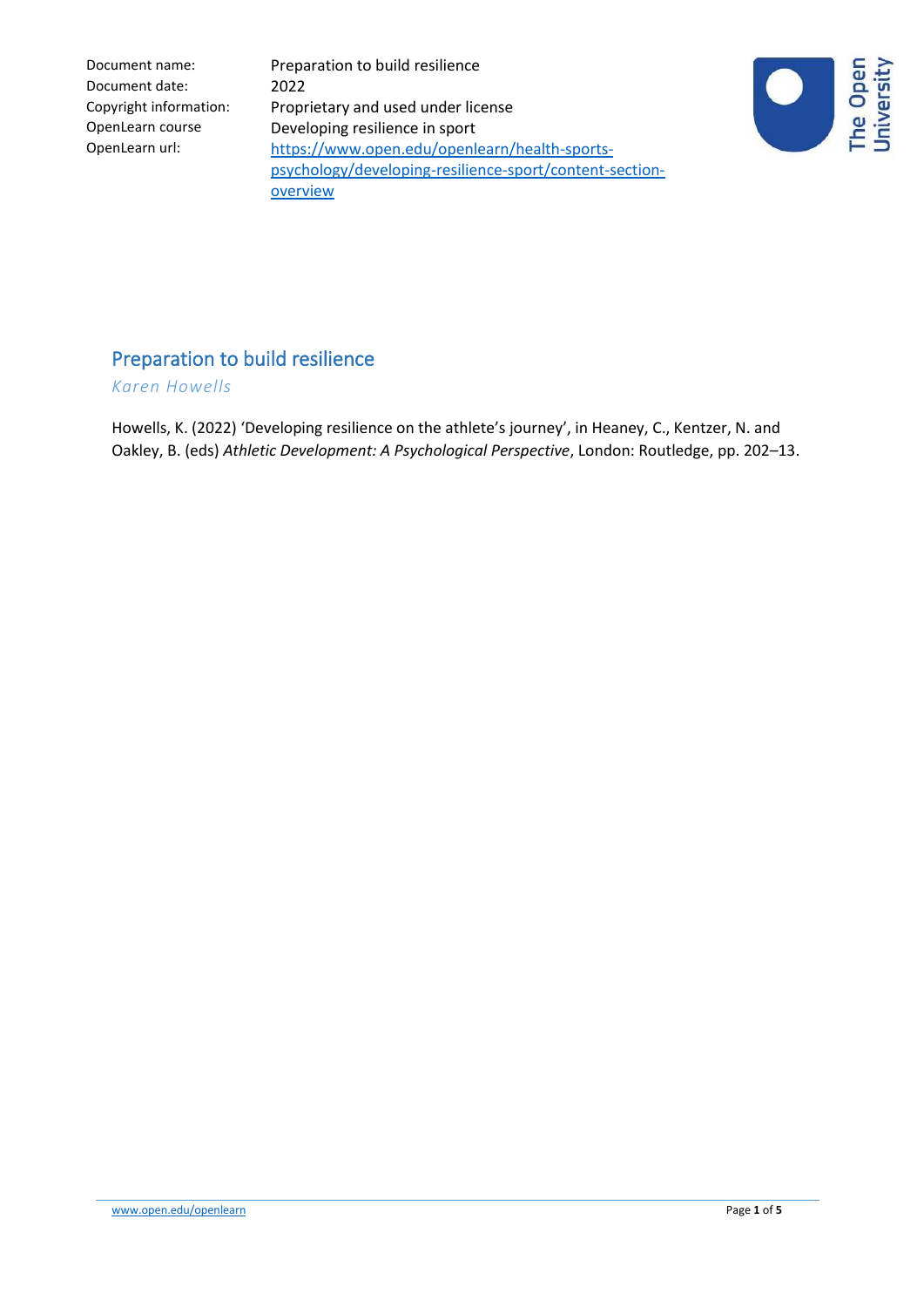| Document name: | Preparation to build resilience |
| --- | --- |
| Document date: | 2022 |
| Copyright information: | Proprietary and used under license |
| OpenLearn course | Developing resilience in sport |
| OpenLearn url: | [https://www.open.edu/openlearn/health-sports-psychology/developing-resilience-sport/content-section-overview](https://www.open.edu/openlearn/health-sports-psychology/developing-resilience-sport/content-section-overview) |

# Preparation to build resilience

*Karen Howells*

Howells, K. (2022) 'Developing resilience on the athlete's journey', in Heaney, C., Kentzer, N. and Oakley, B. (eds) *Athletic Development: A Psychological Perspective*, London: Routledge, pp. 202–13.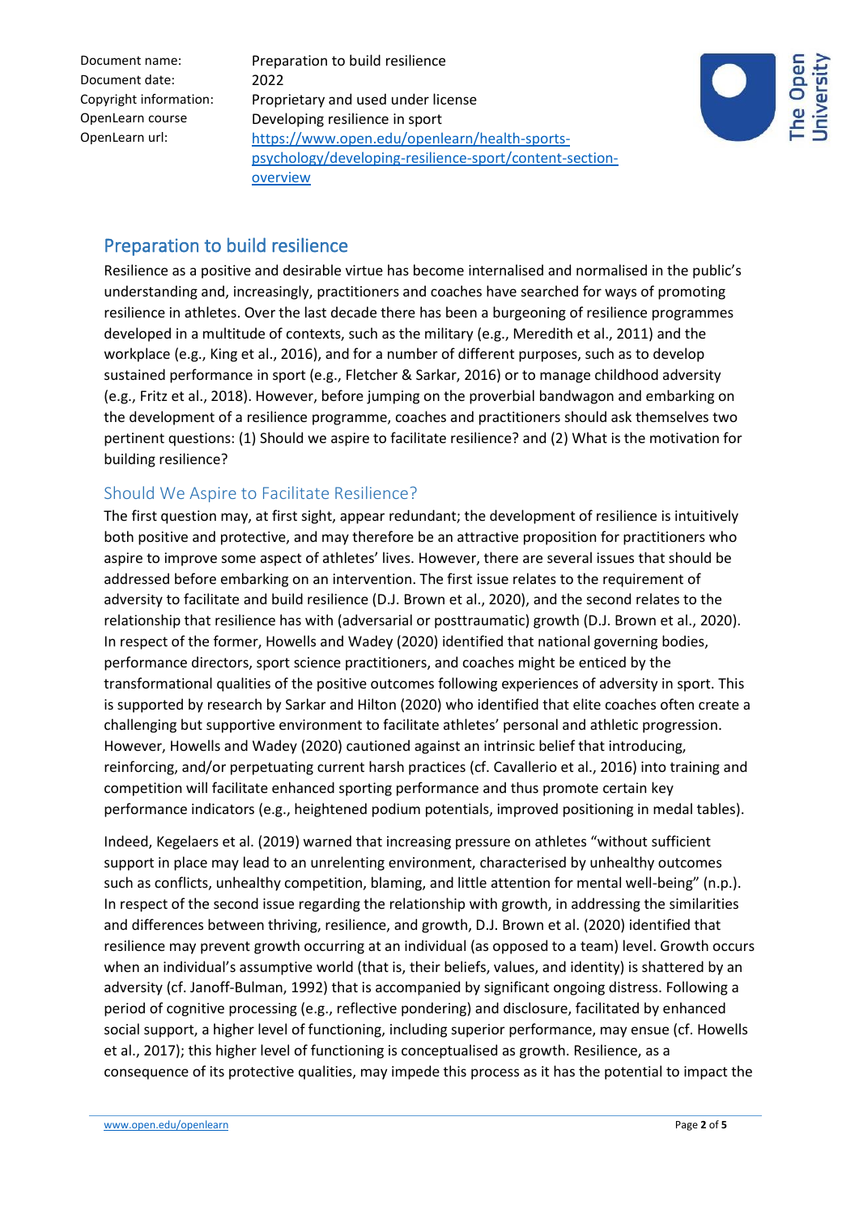| Document name: | Preparation to build resilience |
|---|---|
| Document date: | 2022 |
| Copyright information: | Proprietary and used under license |
| OpenLearn course | Developing resilience in sport |
| OpenLearn url: | https://www.open.edu/openlearn/health-sports-psychology/developing-resilience-sport/content-section-overview |

## Preparation to build resilience

Resilience as a positive and desirable virtue has become internalised and normalised in the public's understanding and, increasingly, practitioners and coaches have searched for ways of promoting resilience in athletes. Over the last decade there has been a burgeoning of resilience programmes developed in a multitude of contexts, such as the military (e.g., Meredith et al., 2011) and the workplace (e.g., King et al., 2016), and for a number of different purposes, such as to develop sustained performance in sport (e.g., Fletcher & Sarkar, 2016) or to manage childhood adversity (e.g., Fritz et al., 2018). However, before jumping on the proverbial bandwagon and embarking on the development of a resilience programme, coaches and practitioners should ask themselves two pertinent questions: (1) Should we aspire to facilitate resilience? and (2) What is the motivation for building resilience?

### Should We Aspire to Facilitate Resilience?

The first question may, at first sight, appear redundant; the development of resilience is intuitively both positive and protective, and may therefore be an attractive proposition for practitioners who aspire to improve some aspect of athletes' lives. However, there are several issues that should be addressed before embarking on an intervention. The first issue relates to the requirement of adversity to facilitate and build resilience (D.J. Brown et al., 2020), and the second relates to the relationship that resilience has with (adversarial or posttraumatic) growth (D.J. Brown et al., 2020). In respect of the former, Howells and Wadey (2020) identified that national governing bodies, performance directors, sport science practitioners, and coaches might be enticed by the transformational qualities of the positive outcomes following experiences of adversity in sport. This is supported by research by Sarkar and Hilton (2020) who identified that elite coaches often create a challenging but supportive environment to facilitate athletes' personal and athletic progression. However, Howells and Wadey (2020) cautioned against an intrinsic belief that introducing, reinforcing, and/or perpetuating current harsh practices (cf. Cavallerio et al., 2016) into training and competition will facilitate enhanced sporting performance and thus promote certain key performance indicators (e.g., heightened podium potentials, improved positioning in medal tables).

Indeed, Kegelaers et al. (2019) warned that increasing pressure on athletes "without sufficient support in place may lead to an unrelenting environment, characterised by unhealthy outcomes such as conflicts, unhealthy competition, blaming, and little attention for mental well-being" (n.p.). In respect of the second issue regarding the relationship with growth, in addressing the similarities and differences between thriving, resilience, and growth, D.J. Brown et al. (2020) identified that resilience may prevent growth occurring at an individual (as opposed to a team) level. Growth occurs when an individual's assumptive world (that is, their beliefs, values, and identity) is shattered by an adversity (cf. Janoff-Bulman, 1992) that is accompanied by significant ongoing distress. Following a period of cognitive processing (e.g., reflective pondering) and disclosure, facilitated by enhanced social support, a higher level of functioning, including superior performance, may ensue (cf. Howells et al., 2017); this higher level of functioning is conceptualised as growth. Resilience, as a consequence of its protective qualities, may impede this process as it has the potential to impact the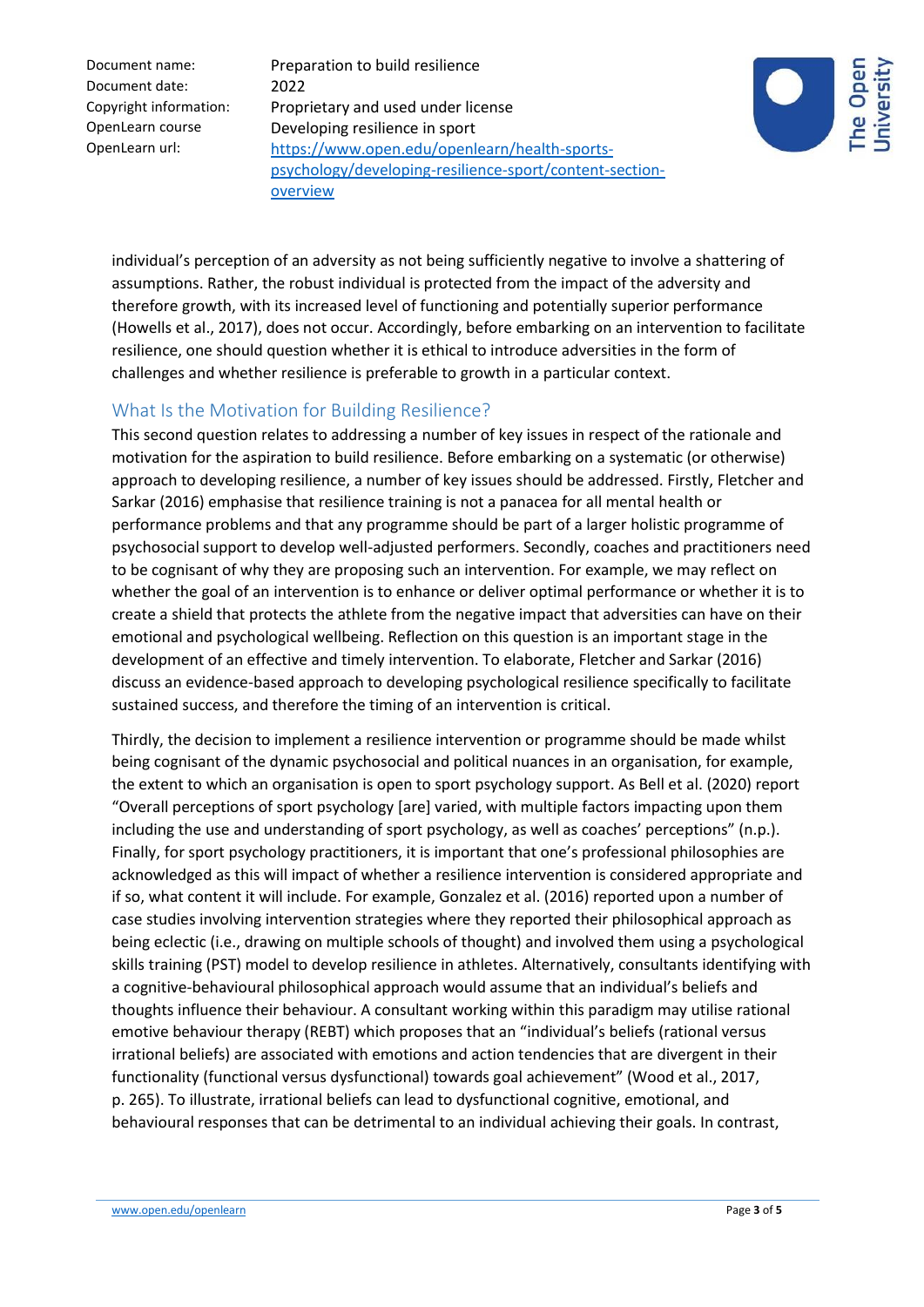individual's perception of an adversity as not being sufficiently negative to involve a shattering of assumptions. Rather, the robust individual is protected from the impact of the adversity and therefore growth, with its increased level of functioning and potentially superior performance (Howells et al., 2017), does not occur. Accordingly, before embarking on an intervention to facilitate resilience, one should question whether it is ethical to introduce adversities in the form of challenges and whether resilience is preferable to growth in a particular context.

## What Is the Motivation for Building Resilience?

This second question relates to addressing a number of key issues in respect of the rationale and motivation for the aspiration to build resilience. Before embarking on a systematic (or otherwise) approach to developing resilience, a number of key issues should be addressed. Firstly, Fletcher and Sarkar (2016) emphasise that resilience training is not a panacea for all mental health or performance problems and that any programme should be part of a larger holistic programme of psychosocial support to develop well-adjusted performers. Secondly, coaches and practitioners need to be cognisant of why they are proposing such an intervention. For example, we may reflect on whether the goal of an intervention is to enhance or deliver optimal performance or whether it is to create a shield that protects the athlete from the negative impact that adversities can have on their emotional and psychological wellbeing. Reflection on this question is an important stage in the development of an effective and timely intervention. To elaborate, Fletcher and Sarkar (2016) discuss an evidence-based approach to developing psychological resilience specifically to facilitate sustained success, and therefore the timing of an intervention is critical.

Thirdly, the decision to implement a resilience intervention or programme should be made whilst being cognisant of the dynamic psychosocial and political nuances in an organisation, for example, the extent to which an organisation is open to sport psychology support. As Bell et al. (2020) report "Overall perceptions of sport psychology [are] varied, with multiple factors impacting upon them including the use and understanding of sport psychology, as well as coaches' perceptions" (n.p.). Finally, for sport psychology practitioners, it is important that one's professional philosophies are acknowledged as this will impact of whether a resilience intervention is considered appropriate and if so, what content it will include. For example, Gonzalez et al. (2016) reported upon a number of case studies involving intervention strategies where they reported their philosophical approach as being eclectic (i.e., drawing on multiple schools of thought) and involved them using a psychological skills training (PST) model to develop resilience in athletes. Alternatively, consultants identifying with a cognitive-behavioural philosophical approach would assume that an individual's beliefs and thoughts influence their behaviour. A consultant working within this paradigm may utilise rational emotive behaviour therapy (REBT) which proposes that an "individual's beliefs (rational versus irrational beliefs) are associated with emotions and action tendencies that are divergent in their functionality (functional versus dysfunctional) towards goal achievement" (Wood et al., 2017, p. 265). To illustrate, irrational beliefs can lead to dysfunctional cognitive, emotional, and behavioural responses that can be detrimental to an individual achieving their goals. In contrast,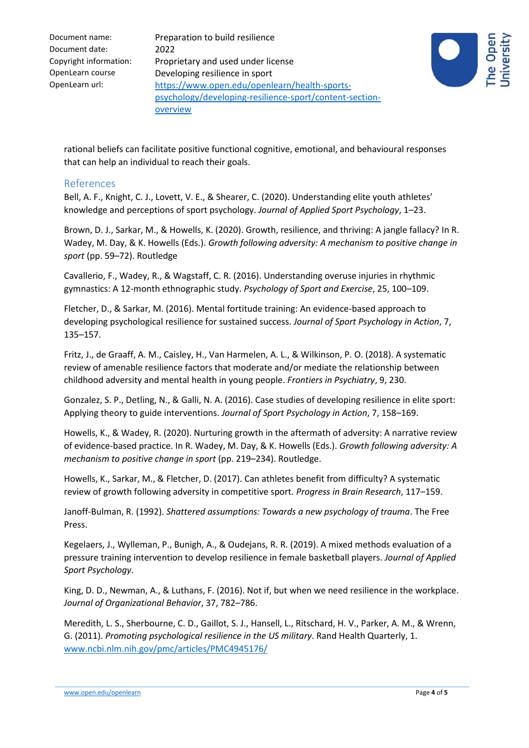rational beliefs can facilitate positive functional cognitive, emotional, and behavioural responses that can help an individual to reach their goals.

## References

Bell, A. F., Knight, C. J., Lovett, V. E., & Shearer, C. (2020). Understanding elite youth athletes' knowledge and perceptions of sport psychology. *Journal of Applied Sport Psychology*, 1–23.

Brown, D. J., Sarkar, M., & Howells, K. (2020). Growth, resilience, and thriving: A jangle fallacy? In R. Wadey, M. Day, & K. Howells (Eds.). *Growth following adversity: A mechanism to positive change in sport* (pp. 59–72). Routledge

Cavallerio, F., Wadey, R., & Wagstaff, C. R. (2016). Understanding overuse injuries in rhythmic gymnastics: A 12-month ethnographic study. *Psychology of Sport and Exercise*, 25, 100–109.

Fletcher, D., & Sarkar, M. (2016). Mental fortitude training: An evidence-based approach to developing psychological resilience for sustained success. *Journal of Sport Psychology in Action*, 7, 135–157.

Fritz, J., de Graaff, A. M., Caisley, H., Van Harmelen, A. L., & Wilkinson, P. O. (2018). A systematic review of amenable resilience factors that moderate and/or mediate the relationship between childhood adversity and mental health in young people. *Frontiers in Psychiatry*, 9, 230.

Gonzalez, S. P., Detling, N., & Galli, N. A. (2016). Case studies of developing resilience in elite sport: Applying theory to guide interventions. *Journal of Sport Psychology in Action*, 7, 158–169.

Howells, K., & Wadey, R. (2020). Nurturing growth in the aftermath of adversity: A narrative review of evidence-based practice. In R. Wadey, M. Day, & K. Howells (Eds.). *Growth following adversity: A mechanism to positive change in sport* (pp. 219–234). Routledge.

Howells, K., Sarkar, M., & Fletcher, D. (2017). Can athletes benefit from difficulty? A systematic review of growth following adversity in competitive sport. *Progress in Brain Research*, 117–159.

Janoff-Bulman, R. (1992). *Shattered assumptions: Towards a new psychology of trauma*. The Free Press.

Kegelaers, J., Wylleman, P., Bunigh, A., & Oudejans, R. R. (2019). A mixed methods evaluation of a pressure training intervention to develop resilience in female basketball players. *Journal of Applied Sport Psychology*.

King, D. D., Newman, A., & Luthans, F. (2016). Not if, but when we need resilience in the workplace. *Journal of Organizational Behavior*, 37, 782–786.

Meredith, L. S., Sherbourne, C. D., Gaillot, S. J., Hansell, L., Ritschard, H. V., Parker, A. M., & Wrenn, G. (2011). *Promoting psychological resilience in the US military*. Rand Health Quarterly, 1. www.ncbi.nlm.nih.gov/pmc/articles/PMC4945176/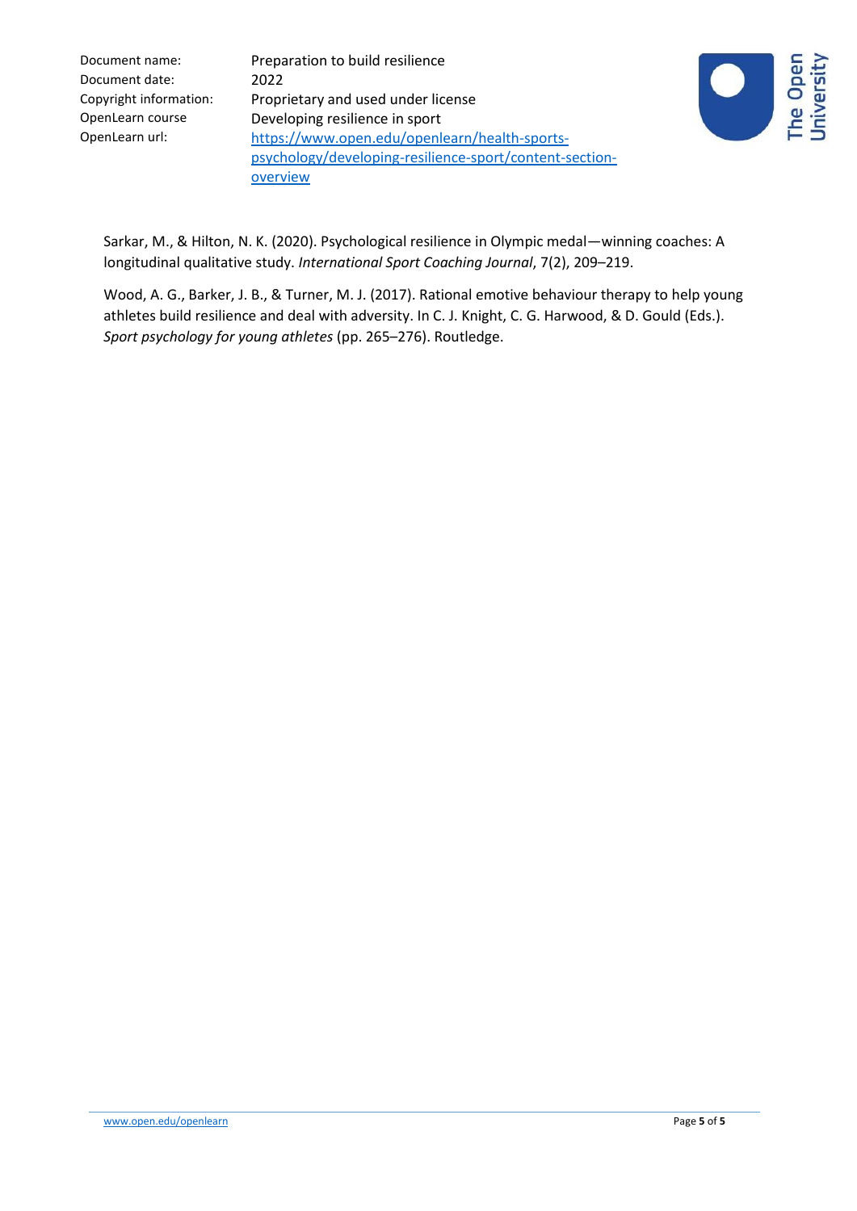Sarkar, M., & Hilton, N. K. (2020). Psychological resilience in Olympic medal—winning coaches: A longitudinal qualitative study. *International Sport Coaching Journal*, 7(2), 209–219.

Wood, A. G., Barker, J. B., & Turner, M. J. (2017). Rational emotive behaviour therapy to help young athletes build resilience and deal with adversity. In C. J. Knight, C. G. Harwood, & D. Gould (Eds.). *Sport psychology for young athletes* (pp. 265–276). Routledge.